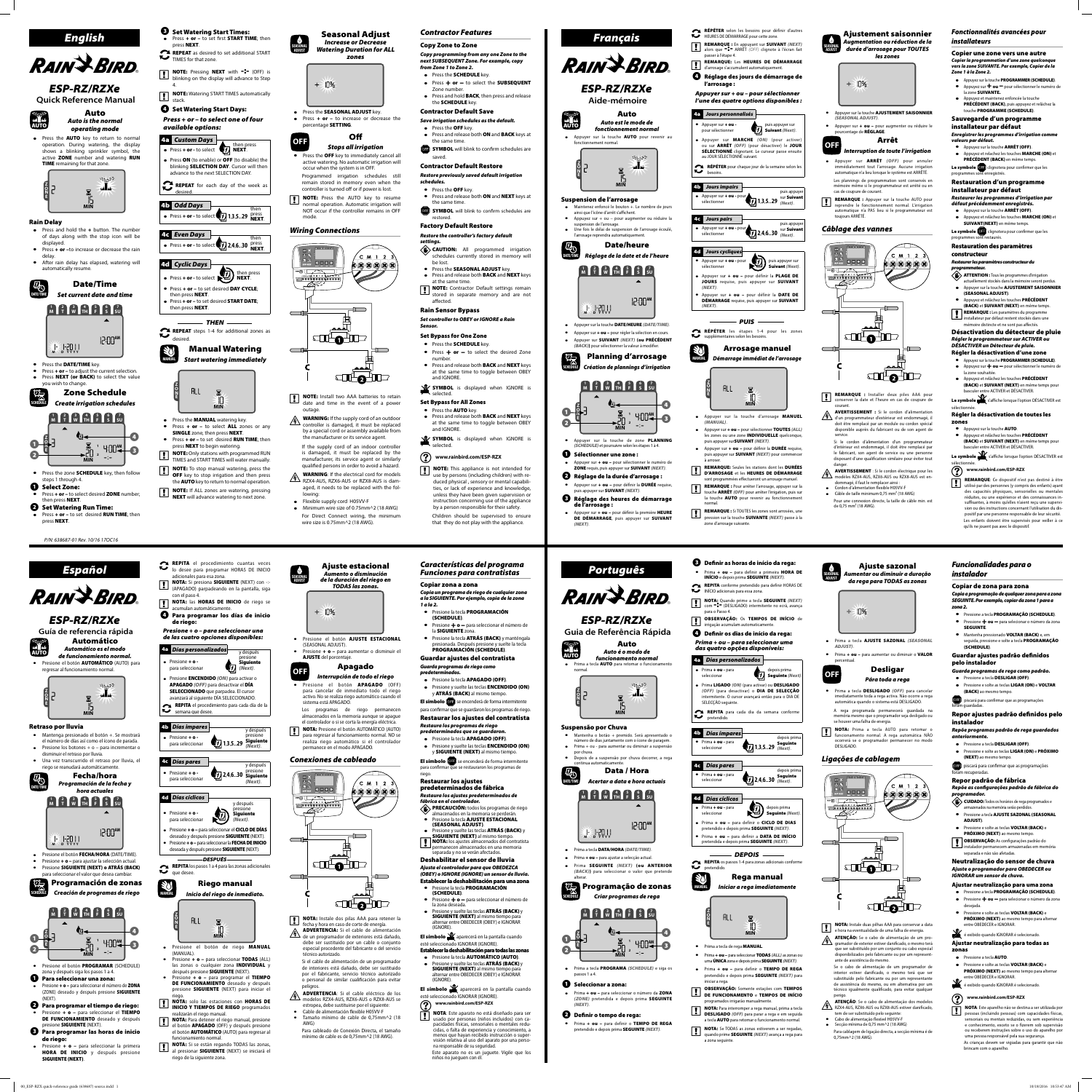# English

# ESP-RZ/RZXe

## Quick Reference Manual

### Auto

*Auto is the normal operating mode*

- Press the **AUTO** key to return to normal operation. During watering, the display shows a blinking sprinkler symbol, the active **ZONE** number and watering **RUN TIME** remaining for that zone.

### Rain Delay

- Press and hold the + button. The number of days along with the stop icon will be displayed.
- Press **+ or –** to increase or decrease the rain delay.
- After rain delay has elapsed, watering will automatically resume.

### Date/Time

*Set current date and time*

- Press the **DATE/TIME** key.
- Press **+ or –** to adjust the current selection.
- Press **NEXT (or BACK)** to select the value you wish to change.

### Zone Schedule

*Create irrigation schedules*

- Press the zone **SCHEDULE** key, then follow steps 1 through 4.

**1 Select Zone:**

- Press **+ or –** to select desired **ZONE** number; then press **NEXT**.

**2 Set Watering Run Time:**

- Press **+ or –** to set desired **RUN TIME**, then press **NEXT**.

**3 Set Watering Start Times:**

- Press **+ or –** to set first **START TIME**, then press **NEXT**.

**REPEAT** as desired to set additional START TIMES for that zone.

**NOTE:** Pressing **NEXT** with "-:-" (OFF) is blinking on the display will advance to Step 4.

**NOTE:** Watering START TIMES automatically stack.

**4 Set Watering Start Days:**

*Press + or – to select one of four available options:*

**4a Custom Days**

- Press **+ or -** to select [icon] then press **NEXT**.
- Press **ON** (to enable) or **OFF** (to disable) the blinking **SELECTION DAY**. Cursor will then advance to the next SELECTION DAY.

**REPEAT** for each day of the week as desired.

**4b Odd Days**

- Press **+ or -** to select 1,3,5..29 then press **NEXT**.

**4c Even Days**

- Press **+ or -** to select 2,4,6..30 then press **NEXT**.

**4d Cyclic Days**

- Press **+ or -** to select [icon] then press **NEXT**.
- Press **+ or –** to set desired **DAY CYCLE**; then press **NEXT**.
- Press **+ or –** to set desired **START DATE**; then press **NEXT**.

**THEN**

**REPEAT** steps 1-4 for additional zones as desired.

### Manual Watering

*Start watering immediately*

- Press the **MANUAL** watering key.
- Press **+ or –** to select **ALL** zones or any **SINGLE** zone; then press **NEXT**.
- Press **+ or –** to set desired **RUN TIME**; then press **NEXT** to begin watering.

**NOTE:** Only stations with programmed RUN TIMES and START TIMES will water manually.

**NOTE:** To stop manual watering, press the **OFF** key to stop irrigation and then press the **AUTO** key to return to normal operation.

**NOTE:** If ALL zones are watering, pressing **NEXT** will advance watering to next zone.

### Seasonal Adjust

*Increase or Decrease Watering Duration for ALL zones*

- Press the **SEASONAL ADJUST** key.
- Press **+ or –** to increase or decrease the percentage **SETTING**.

### Off

*Stops all irrigation*

- Press the **OFF** key to immediately cancel all active watering. No automatic irrigation will occur when the system is in OFF.

Programmed irrigation schedules still remain stored in memory even when the controller is turned off or if power is lost.

**NOTE:** Press the AUTO key to resume normal operation. Automatic irrigation will NOT occur if the controller remains in OFF mode.

### Wiring Connections

**NOTE:** Install two AAA batteries to retain date and time in the event of a power outage.

**WARNING:** If the supply cord of an outdoor controller is damaged, it must be replaced by a special cord or assembly available from the manufacturer or its service agent.

If the supply cord of an indoor controller is damaged, it must be replaced by the manufacturer, its service agent or similarly qualified persons in order to avoid a hazard.

**WARNING:** If the electrical cord for models RZX4-AUS, RZX6-AUS or RZX8-AUS is damaged, it needs to be replaced with the following:

- Flexible supply cord H05VV-F
- Minimum wire size of 0.75mm^2 (18 AWG)

For Direct Connect wiring, the minimum wire size is 0.75mm^2 (18 AWG).

### Contractor Features

**Copy Zone to Zone**

*Copy programming from any one Zone to the next SUBSEQUENT Zone. For example, copy from Zone 1 to Zone 2.*

- Press the **SCHEDULE** key.
- Press **+ or –** to select the **SUBSEQUENT** Zone number.
- Press and hold **BACK**, then press and release the **SCHEDULE** key.

**Contractor Default Save**

*Save irrigation schedules as the default.*

- Press the **OFF** key.
- Press and release both **ON** and **BACK** keys at the same time.

**SYMBOL** will blink to confirm schedules are saved.

**Contractor Default Restore**

*Restore previously saved default irrigation schedules.*

- Press the **OFF** key.
- Press and release both **ON** and **NEXT** keys at the same time.

**SYMBOL** will blink to confirm schedules are restored.

**Factory Default Restore**

*Restore the controller's factory default settings.*

**CAUTION:** All programmed irrigation schedules currently stored in memory will be lost.

- Press the **SEASONAL ADJUST** key.
- Press and release both **BACK** and **NEXT** keys at the same time.

**NOTE:** Contractor Default settings remain stored in separate memory and are not affected.

**Rain Sensor Bypass**

*Set controller to OBEY or IGNORE a Rain Sensor.*

**Set Bypass for One Zone**

- Press the **SCHEDULE** key.
- Press **+ or –** to select the desired Zone number.
- Press and release both **BACK** and **NEXT** keys at the same time to toggle between OBEY and IGNORE.

**SYMBOL** is displayed when IGNORE is selected.

**Set Bypass for All Zones**

- Press the **AUTO** key.
- Press and release both **BACK** and **NEXT** keys at the same time to toggle between OBEY and IGNORE.

**SYMBOL** is displayed when IGNORE is selected.

**www.rainbird.com/ESP-RZX**

**NOTE:** This appliance is not intended for use by persons (including children) with reduced physical , sensory or mental capabilities, or lack of experience and knowledge, unless they have been given supervision or instruction concerning use of the appliance by a person responsible for their safety.

Children should be supervised to ensure that they do not play with the appliance.

P/N: 638687-01 Rev. 10/16 17OC16

# Français

# ESP-RZ/RZXe

## Aide-mémoire

### Auto

*Auto est le mode de fonctionnement normal*

- Appuyer sur la touche **AUTO** pour revenir au fonctionnement normal.

### Suspension de l'arrosage

- Maintenez enfoncé le bouton +. Le nombre de jours ainsi que l'icône d'arrêt s'affichent.
- Appuyez sur + ou – pour augmenter ou réduire la suspension de l'arrosage.
- Une fois le délai de suspension de l'arrosage écoulé, l'arrosage reprendra automatiquement.

### Date/heure

*Réglage de la date et de l'heure*

- Appuyer sur la touche **DATE/HEURE** *(DATE/TIME)*.
- Appuyer sur **+ ou –** pour régler la sélection en cours.
- Appuyer sur **SUIVANT** *(NEXT)* **(ou PRÉCÉDENT** *(BACK)***)** pour sélectionner la valeur à modifier.

### Planning d'arrosage

*Création de plannings d'irrigation*

- Appuyer sur la touche de zone **PLANNING** *(SCHEDULE)* et poursuivre selon les étapes 1 à 4.

**1 Sélectionner une zone :**

- Appuyer sur **+ ou –** pour sélectionner le numéro de **ZONE** requis, puis appuyer sur **SUIVANT** *(NEXT)*.

**2 Réglage de la durée d'arrosage :**

- Appuyer sur **+ ou –** pour définir la **DURÉE** requise, puis appuyer sur **SUIVANT** *(NEXT)*.

**3 Réglage des heures de démarrage de l'arrosage :**

- Appuyer sur **+ ou –** pour définir la première **HEURE DE DÉMARRAGE**, puis appuyer sur **SUIVANT** *(NEXT)*.

**RÉPÉTER** selon les besoins pour définir d'autres HEURES DE DÉMARRAGE pour cette zone.

**REMARQUE :** En appuyant sur **SUIVANT** *(NEXT)* alors que "-:-" ARRÊT *(OFF)* clignote à l'écran fait passer à l'étape 4.

**REMARQUE :** Les **HEURES DE DÉMARRAGE** d'arrosage s'accumulent automatiquement.

**4 Réglage des jours de démarrage de l'arrosage :**

*Appuyer sur + ou – pour sélectionner l'une des quatre options disponibles :*

**4a Jours personnalisés**

- Appuyer sur **+ ou -** pour sélectionner [icône] puis appuyer sur **Suivant** *(Next)*.
- Appuyer sur **MARCHE** *(ON)* (pour activer) ou sur **ARRÊT** *(OFF)* (pour désactiver) le **JOUR SÉLECTIONNÉ** clignotant. Le curseur passe ensuite au JOUR SÉLECTIONNÉ suivant.

**RÉPÉTER** pour chaque jour de la semaine selon les besoins.

**4b Jours impairs**

- Appuyer sur **+ ou -** pour sélectionner 1,3,5..29 puis appuyer sur **Suivant** *(Next)*.

**4c Jours pairs**

- Appuyer sur **+ ou -** pour sélectionner 2,4,6..30 puis appuyer sur **Suivant** *(Next)*.

**4d Jours cycliques**

- Appuyer sur **+ ou -** pour sélectionner [icône] puis appuyer sur **Suivant** *(Next)*.
- Appuyer sur **+ ou –** pour définir la **PLAGE DE JOURS** requise, puis appuyer sur **SUIVANT** *(NEXT)*.
- Appuyer sur **+ ou –** pour définir la **DATE DE DÉMARRAGE** requise, puis appuyer sur **SUIVANT** *(NEXT)*.

**PUIS**

**RÉPÉTER** les étapes 1-4 pour les zones supplémentaires selon les besoins.

### Arrosage manuel

*Démarrage immédiat de l'arrosage*

- Appuyer sur la touche d'arrosage **MANUEL** *(MANUAL)*.
- Appuyer sur **+ ou –** pour sélectionner **TOUTES** *(ALL)* les zones ou une zone **INDIVIDUELLE** quelconque, puis appuyer sur **SUIVANT** *(NEXT)*.
- Appuyer sur **+ ou –** pour définir la **DURÉE** requise, puis appuyer sur **SUIVANT** *(NEXT)* pour commencer à arroser.

**REMARQUE :** Seules les stations dont les **DURÉES D'ARROSAGE** et les **HEURES DE DÉMARRAGE** sont programmées effectueront un arrosage manuel.

**REMARQUE :** Pour arrêter l'arrosage, appuyer sur la touche **ARRÊT** *(OFF)* pour arrêter l'irrigation, puis sur la touche **AUTO** pour revenir au fonctionnement normal.

**REMARQUE :** Si TOUTES les zones sont arrosées, une pression sur la touche **SUIVANTE** *(NEXT)* passe à la zone d'arrosage suivante.

### Ajustement saisonnier

*Augmentation ou réduction de la durée d'arrosage pour TOUTES les zones*

- Appuyer sur la touche **AJUSTEMENT SAISONNIER** *(SEASONAL ADJUST)*.
- Appuyer sur **+ ou –** pour augmenter ou réduire le pourcentage de **RÉGLAGE**.

### Arrêt

*Interruption de toute l'irrigation*

- Appuyer sur **ARRÊT** *(OFF)* pour annuler immédiatement tout l'arrosage. Aucune irrigation automatique n'a lieu lorsque le système est ARRÊTÉ.

Les plannings de programmation sont conservés en mémoire même si le programmateur est arrêté ou en cas de coupure de courant.

**REMARQUE :** Appuyer sur la touche AUTO pour reprendre le fonctionnement normal. L'irrigation automatique n'a PAS lieu si le programmateur est toujours ARRÊTÉ.

### Câblage des vannes

**REMARQUE :** Installer deux piles AAA pour conserver la date et l'heure en cas de coupure de courant.

**AVERTISSEMENT :** Si le cordon d'alimentation d'un programmateur d'extérieur est endommagé, il doit être remplacé par un module ou cordon spécial disponible auprès du fabricant ou de son agent de service.

Si le cordon d'alimentation d'un programmateur d'intérieur est endommagé, il doit être remplacé par le fabricant, son agent de service ou une personne disposant d'une qualification similaire pour éviter tout danger.

**AVERTISSEMENT :** Si le cordon électrique pour les modèles RZX4-AUS, RZX6-AUS ou RZX8-AUS est endommagé, il faut le remplacer ainsi :

- Cordon d'alimentation flexible H05VV-F
- Câble de taille minimum 0,75 mm² (18 AWG)

Pour une connexion directe, la taille de câble min. est de 0,75 mm² (18 AWG).

### Fonctionnalités avancées pour installateurs

**Copier une zone vers une autre**

*Copier la programmation d'une zone quelconque vers la zone SUIVANTE. Par exemple, Copier de la Zone 1 à la Zone 2.*

- Appuyez sur la touche **PROGRAMMER (SCHEDULE)**.
- Appuyez sur **+ ou –** pour sélectionner le numéro de la zone **SUIVANTE**.
- Appuyez et maintenez enfoncée la touche **PRÉCÉDENT (BACK)**, puis appuyez et relâchez la touche **PROGRAMMER (SCHEDULE)**.

**Sauvegarde d'un programme installateur par défaut**

*Enregistrer les programmes d'irrigation comme valeurs par défaut.*

- Appuyez sur la touche **ARRÊT (OFF)**.
- Appuyez et relâchez les touches **MARCHE (ON)** et **PRÉCÉDENT (BACK)** en même temps.

Le symbole clignotera pour confirmer que les programmes sont enregistrés.

**Restauration d'un programme installateur par défaut**

*Restaurer les programmes d'irrigation par défaut précédemment enregistrés.*

- Appuyez sur la touche **ARRÊT (OFF)**.
- Appuyez et relâchez les touches **MARCHE (ON)** et **SUIVANT (NEXT)** en même temps.

Le symbole clignotera pour confirmer que les programmes sont restaurés.

**Restauration des paramètres constructeur**

*Restaurer les paramètres constructeur du programmateur.*

**ATTENTION :** Tous les programmes d'irrigation actuellement stockés dans la mémoire seront perdus.

- Appuyez sur la touche **AJUSTEMENT SAISONNIER (SEASONAL ADJUST)**.
- Appuyez et relâchez les touches **PRÉCÉDENT (BACK)** et **SUIVANT (NEXT)** en même temps.

**REMARQUE :** Les paramètres du programme installateur par défaut restent stockés dans une mémoire distincte et ne sont pas affectés.

**Désactivation du détecteur de pluie**

*Régler le programmateur sur ACTIVER ou DÉSACTIVER un Détecteur de pluie.*

**Régler la désactivation d'une zone**

- Appuyez sur la touche **PROGRAMMER (SCHEDULE)**.
- Appuyez sur **+ ou –** pour sélectionner le numéro de la zone souhaitée.
- Appuyez et relâchez les touches **PRÉCÉDENT (BACK)** et **SUIVANT (NEXT)** en même temps pour basculer entre ACTIVER et DÉSACTIVER.

Le symbole s'affiche lorsque l'option DÉSACTIVER est sélectionnée.

**Régler la désactivation de toutes les zones**

- Appuyez sur la touche **AUTO**.
- Appuyez et relâchez les touches **PRÉCÉDENT (BACK)** et **SUIVANT (NEXT)** en même temps pour basculer entre ACTIVER et DÉSACTIVER.

Le symbole s'affiche lorsque l'option DÉSACTIVER est sélectionnée.

**www.rainbird.com/ESP-RZX**

**REMARQUE :** Ce dispositif n'est pas destiné à être utilisé par des personnes (y compris des enfants) ayant des capacités physiques, sensorielles ou mentales réduites, ou une expérience et des connaissances insuffisantes, à moins qu'elles n'aient reçu une supervision ou des instructions concernant l'utilisation du dispositif par une personne responsable de leur sécurité.

Les enfants doivent être supervisés pour veiller à ce qu'ils ne jouent pas avec le dispositif.

# Español

# ESP-RZ/RZXe

## Guía de referencia rápida

### Automático

*Automático es el modo de funcionamiento normal.*

- Presione el botón **AUTOMÁTICO** (AUTO) para regresar al funcionamiento normal.

### Retraso por lluvia

- Mantenga presionado el botón +. Se mostrará el número de días así como el icono de parada.
- Presione los botones + o – para incrementar o disminuir el retraso por lluvia.
- Una vez transcurrido el retraso por lluvia, el riego se reanudará automáticamente.

### Fecha/hora

*Programación de la fecha y hora actuales*

- Presione el botón **FECHA/HORA** (DATE/TIME).
- Presione **+ o –** para ajustar la selección actual.
- Presione **SIGUIENTE (NEXT)** o **ATRÁS (BACK)** para seleccionar el valor que desea cambiar.

### Programación de zonas

*Creación de programas de riego*

- Presione el botón **PROGRAMAR** (SCHEDULE) zona y después siga los pasos 1 a 4.

**1 Para seleccionar una zona:**

- Presione **+ o –** para seleccionar el número de **ZONA** (ZONE) deseado y después presione **SIGUIENTE** (NEXT).

**2 Para programar el tiempo de riego:**

- Presione **+ o –** para seleccionar el **TIEMPO DE FUNCIONAMIENTO** deseado y después presione **SIGUIENTE** (NEXT).

**3 Para programar las horas de inicio de riego:**

- Presione **+ o –** para seleccionar la primera **HORA DE INICIO** y después presione **SIGUIENTE (NEXT)**.

**REPITA** el procedimiento cuantas veces lo desee para programar HORAS DE INICIO adicionales para esa zona.

**NOTA:** Si presiona **SIGUIENTE** (NEXT) con -:- (APAGADO) parpadeando en la pantalla, siga con el paso 4.

**NOTA:** las **HORAS DE INICIO** de riego se acumulan automáticamente.

**4 Para programar los días de inicio de riego:**

*Presione + o – para seleccionar una de las cuatro opciones disponibles:*

**4a Días personalizados**

- Presione **+ o -** para seleccionar [icono] y después presione **Siguiente** *(Next)*.
- Presione **ENCENDIDO** *(ON)* para activar o **APAGADO** *(OFF)* para desactivar el **DÍA SELECCIONADO** que parpadea. El cursor avanzará al siguiente DÍA SELECCIONADO.

**REPITA** el procedimiento para cada día de la semana que desee.

**4b Días impares**

- Presione **+ o -** para seleccionar 1,3,5..29 y después presione **Siguiente** *(Next)*.

**4c Días pares**

- Presione **+ o -** para seleccionar 2,4,6..30 y después presione **Siguiente** *(Next)*.

**4d Días cíclicos**

- Presione **+ o -** para seleccionar [icono] y después presione **Siguiente** *(Next)*.
- Presione **+ o –** para seleccionar el **CICLO DE DÍAS** deseado y después presione **SIGUIENTE** (NEXT).
- Presione **+ o –** para seleccionar la **FECHA DE INICIO** deseada y después presione **SIGUIENTE** (NEXT).

**DESPUÉS**

**REPITA** los pasos 1 a 4 para las zonas adicionales que desee.

### Riego manual

*Inicio del riego de inmediato.*

- Presione el botón de riego **MANUAL** (MANUAL).
- Presione **+ o –** para seleccionar **TODAS** (ALL) las zonas o cualquier zona **INDIVIDUAL** y después presione **SIGUIENTE** (NEXT).
- Presione **+ o –** para programar el **TIEMPO DE FUNCIONAMIENTO** deseado y después presione **SIGUIENTE** (NEXT) para iniciar el riego.

**NOTA:** solo las estaciones con **HORAS DE INICIO Y TIEMPOS DE RIEGO** programados realizarán el riego manual.

**NOTA:** Para detener el riego manual, presione el botón **APAGADO** (OFF) y después presione el botón **AUTOMÁTICO** (AUTO) para regresar al funcionamiento normal.

**NOTA:** Si se están regando TODAS las zonas, al presionar **SIGUIENTE** (NEXT) se iniciará el riego de la siguiente zona.

### Ajuste estacional

*Aumento o disminución de la duración del riego en TODAS las zonas.*

- Presione el botón **AJUSTE ESTACIONAL** (SEASONAL ADJUST).
- Presione **+ o –** para aumentar o disminuir el **AJUSTE** del porcentaje.

### Apagado

*Interrupción de todo el riego*

- Presione el botón **APAGADO** (OFF) para cancelar de inmediato todo el riego activo. No se realiza riego automático cuando el sistema está APAGADO.

Los programas de riego permanecen almacenados en la memoria aunque se apague el controlador o si se corta la energía eléctrica.

**NOTA:** Presione el botón AUTOMÁTICO (AUTO) para regresar al funcionamiento normal. NO se realiza riego automático si el controlador permanece en el modo APAGADO.

### Conexiones de cableado

**NOTA:** Instale dos pilas AAA para retener la fecha y hora en caso de corte de energía.

**ADVERTENCIA:** Si el cable de alimentación de un programador de exteriores está dañado, debe ser sustituido por un cable o conjunto especial procedente del fabricante o del servicio técnico autorizado.

Si el cable de alimentación de un programador de interiores está dañado, debe ser sustituido por el fabricante, servicio técnico autorizado o personal de similar cualificación para evitar peligros.

**ADVERTENCIA:** Si el cable eléctrico de los modelos RZX4-AUS, RZX6-AUS o RZX8-AUS se estropea, debe sustituirse por el siguiente:

- Cable de alimentación flexible H05VV-F
- Tamaño mínimo de cable de 0,75mm^2 (18 AWG)

Para cableado de Conexión Directa, el tamaño mínimo de cable es de 0,75mm^2 (18 AWG).

### Características del programa Funciones para contratistas

**Copiar zona a zona**

*Copia un programa de riego de cualquier zona a la SIGUIENTE. Por ejemplo, copia de la zona 1 a la 2.*

- Presione la tecla **PROGRAMACIÓN (SCHEDULE)**.
- Presione **+ o –** para seleccionar el número de la **SIGUIENTE** zona.
- Presione la tecla **ATRÁS (BACK)** y manténgala presionada. Después presione y suelte la tecla **PROGRAMACIÓN (SCHEDULE)**.

**Guardar ajustes del contratista**

*Guarda programas de riego como predeterminados.*

- Presione la tecla **APAGADO (OFF)**.
- Presione y suelte las teclas **ENCENDIDO (ON)** y **ATRÁS (BACK)** al mismo tiempo.

**El símbolo** se encenderá de forma intermitente para confirmar que se guardaron los programas de riego.

**Restaurar los ajustes del contratista**

*Restaura los programas de riego predeterminados que se guardaron.*

- Presione la tecla **APAGADO (OFF)**.
- Presione y suelte las teclas **ENCENDIDO (ON)** y **SIGUIENTE (NEXT)** al mismo tiempo.

**El símbolo** se encenderá de forma intermitente para confirmar que se restauraron los programas de riego.

**Restaurar los ajustes predeterminados de fábrica**

*Restaura los ajustes predeterminados de fábrica en el controlador.*

**PRECAUCIÓN:** todos los programas de riego almacenados en la memoria se perderán.

- Presione la tecla **AJUSTE ESTACIONAL (SEASONAL ADJUST)**.
- Presione y suelte las teclas **ATRÁS (BACK)** y **SIGUIENTE (NEXT)** al mismo tiempo.

**NOTA:** los ajustes almacenados del contratista permanecen almacenados en una memoria separada y no se verán afectados.

**Deshabilitar el sensor de lluvia**

*Ajusta el controlador para que OBEDEZCA (OBEY) o IGNORE (IGNORE) un sensor de lluvia.*

**Establecer la deshabilitación para una zona**

- Presione la tecla **PROGRAMACIÓN (SCHEDULE)**.
- Presione **+ o –** para seleccionar el número de la zona deseada.
- Presione y suelte las teclas **ATRÁS (BACK)** y **SIGUIENTE (NEXT)** al mismo tiempo para alternar entre OBEDECER (OBEY) e IGNORAR (IGNORE).

**El símbolo** aparecerá en la pantalla cuando esté seleccionado IGNORAR (IGNORE).

**Establecer la deshabilitación para todas las zonas**

- Presione la tecla **AUTOMÁTICO (AUTO)**.
- Presione y suelte las teclas **ATRÁS (BACK)** y **SIGUIENTE (NEXT)** al mismo tiempo para alternar entre OBEDECER (OBEY) e IGNORAR (IGNORE).

**El símbolo** aparecerá en la pantalla cuando esté seleccionado IGNORAR (IGNORE).

**www.rainbird.com/ESP-RZX**

**NOTA**: Este aparato no está diseñado para ser usado por personas (niños incluidos) con capacidades físicas, sensoriales o mentales reducidas, o falta de experiencia y conocimiento, a menos que hayan recibido instrucción o supervisión relativa al uso del aparato por una persona responsable de su seguridad.

Este aparato no es un juguete. Vigile que los niños no jueguen con él.

# Português

# ESP-RZ/RZXe

## Guia de Referência Rápida

### Auto

*Auto é o modo de funcionamento normal*

- Prima a tecla **AUTO** para retornar o funcionamento normal.

### Suspensão por Chuva

- Mantenha o botão + premido. Será apresentado o número de dias juntamente com o ícone de paragem.
- Prima + ou - para aumentar ou diminuir a suspensão por chuva.
- Depois de a suspensão por chuva decorrer, a rega continua automaticamente.

### Data / Hora

*Acertar a data e hora actuais*

- Prima a tecla **DATA/HORA** *(DATE/TIME)*.
- Prima **+ ou –** para ajustar a selecção actual.
- Prima **SEGUINTE** *(NEXT)* **(ou ANTERIOR** *(BACK)***)** para seleccionar o valor que pretende alterar.

### Programação de zonas

*Criar programas de rega*

- Prima a tecla **PROGRAMA** *(SCHEDULE)* e siga os passos 1 a 4.

**1 Seleccionar a zona:**

- Prima **+ ou –** para seleccionar o número da **ZONA** *(ZONE)* pretendida e depois prima **SEGUINTE** *(NEXT)*.

**2 Definir o tempo de rega:**

- Prima **+ ou –** para definir o **TEMPO DE REGA** pretendido e depois prima **SEGUINTE** *(NEXT)*.

**3 Definir as horas de início da rega:**

- Prima **+ ou –** para definir a primeira **HORA DE INÍCIO** e depois prima **SEGUINTE** *(NEXT)*.

**REPITA** conforme pretendido para definir HORAS DE INÍCIO adicionais para essa zona.

**NOTA:** Quando prime a tecla **SEGUINTE** *(NEXT)* com "-:-" (DESLIGADO) intermitente no ecrã, avança para o Passo 4.

**OBSERVAÇÃO:** Os **TEMPOS DE INÍCIO** de irrigação acumulam automaticamente.

**4 Definir os dias de início da rega:**

*Prima + ou – para seleccionar uma das quatro opções disponíveis:*

**4a Dias personalizados**

- Prima **+ ou -** para seleccionar [ícone] depois prima **Seguinte** *(Next)*.
- Prima **LIGADO** *(ON)* (para activar) ou **DESLIGADO** *(OFF)* (para desactivar) o **DIA DE SELECÇÃO** intermitente. O cursor avançará então para o DIA DE SELECÇÃO seguinte.

**REPITA** para cada dia da semana conforme pretendido.

**4b Dias ímpares**

- Prima **+ ou -** para seleccionar 1,3,5..29 depois prima **Seguinte** *(Next)*.

**4c Dias pares**

- Prima **+ ou -** para seleccionar 2,4,6..30 depois prima **Seguinte** *(Next)*.

**4d Dias cíclicos**

- Prima **+ ou -** para seleccionar [ícone] depois prima **Seguinte** *(Next)*.
- Prima **+ ou –** para definir o **CICLO DE DIAS** pretendido e depois prima **SEGUINTE** *(NEXT)*.
- Prima **+ ou –** para definir a **DATA DE INÍCIO** pretendida e depois prima **SEGUINTE** *(NEXT)*.

**DEPOIS**

**REPITA** os passos 1-4 para zonas adicionais conforme pretendido.

### Rega manual

*Iniciar a rega imediatamente*

- Prima a tecla de rega **MANUAL**.
- Prima **+ ou –** para seleccionar **TODAS** *(ALL)* as zonas ou uma **ÚNICA** zona e depois prima **SEGUINTE** *(NEXT)*.
- Prima **+ ou –** para definir o **TEMPO DE REGA** pretendido e depois prima **SEGUINTE** *(NEXT)* para iniciar a rega.

**OBSERVAÇÃO:** Somente estações com **TEMPOS DE FUNCIONAMENTO** e **TEMPOS DE INÍCIO** programados irrigarão manualmente.

**NOTA:** Para interromper a rega manual, prima a tecla **DESLIGADO** *(OFF)* para parar a rega e em seguida a tecla **AUTO** para retornar o funcionamento normal.

**NOTA:** Se TODAS as zonas estiverem a ser regadas, quando prime **SEGUINTE** *(NEXT)* avança a rega para a zona seguinte.

### Ajuste sazonal

*Aumentar ou diminuir a duração da rega para TODAS as zonas*

- Prima a tecla **AJUSTE SAZONAL** *(SEASONAL ADJUST)*.
- Prima **+ ou –** para aumentar ou diminuir o **VALOR** percentual.

### Desligar

*Para toda a rega*

- Prima a tecla **DESLIGADO** *(OFF)* para cancelar imediatamente toda a rega activa. Não ocorre a rega automática quando o sistema está DESLIGADO.

A rega programada permanecerá guardada na memória mesmo que o programador seja desligado ou se houver uma falha de energia.

**NOTA:** Prima a tecla AUTO para retomar o funcionamento normal. A rega automática NÃO ocorrerá se o programador permanecer no modo DESLIGADO.

### Ligações de cablagem

**NOTA:** Instale duas pilhas AAA para conservar a data e hora na eventualidade de uma falha de energia.

**ATENÇÃO:** Se o cabo de alimentação de um programador de exterior estiver danificado, o mesmo terá que ser substituído por um conjunto ou cabo especial disponibilizados pelo fabricante ou por um representante de assistência do mesmo.

Se o cabo de alimentação de um programador de interior estiver danificado, o mesmo terá que ser substituído pelo fabricante ou por um representante de assistência do mesmo, ou em alternativa por um técnico igualmente qualificado, para evitar qualquer perigo.

**ATENÇÃO:** Se o cabo de alimentação dos modelos RZX4-AUS, RZX6-AUS ou RZX8-AUS estiver danificado, tem de ser substituído pelo seguinte:

- Cabo de alimentação flexível H05VV-F
- Secção mínima do fio 0,75 mm^2 (18 AWG).

Para cablagem de ligação directa, a secção mínima é de 0,75mm^2 (18 AWG).

### Funcionalidades para o instalador

**Copiar de zona para zona**

*Copia a programação de qualquer zona para a zona SEGUINTE. Por exemplo, copiar da zona 1 para a zona 2.*

- Pressione a tecla **PROGRAMAÇÃO (SCHEDULE)**.
- Pressione **+ ou –** para selecionar o número da zona **SEGUINTE**.
- Mantenha pressionado **VOLTAR (BACK)** e, em seguida, pressione e solte a tecla **PROGRAMAÇÃO (SCHEDULE)**.

**Guardar ajustes padrão definidos pelo instalador**

*Guardar programas de rega como padrão.*

- Pressione a tecla **DESLIGAR (OFF)**.
- Pressione e solte as teclas **LIGAR (ON)** e **VOLTAR (BACK)** ao mesmo tempo.

piscará para confirmar que as programações foram guardadas.

**Repor ajustes padrão definidos pelo instalador**

*Repõe os programas padrão de rega guardados anteriormente.*

- Pressione a tecla **DESLIGAR (OFF)**.
- Pressione e solte as teclas **LIGAR (ON)** e **PRÓXIMO (NEXT)** ao mesmo tempo.

piscará para confirmar que as programações foram recuperadas.

**Repor padrão de fábrica**

*Repõe as configurações padrão de fábrica do programador.*

**CUIDADO:** Todos os horários de rega programados e armazenados na memória serão perdidos.

- Pressione a tecla **AJUSTE SAZONAL (SEASONAL ADJUST)**.
- Pressione e solte as teclas **VOLTAR (BACK)** e **PRÓXIMO (NEXT)** ao mesmo tempo.

**OBSERVAÇÃO:** As configurações padrão do instalador permanecem armazenadas em memória separada e não são afetadas.

**Neutralização do sensor de chuva**

*Ajuste o programador para OBEDECER ou IGNORAR um sensor de chuva.*

**Ajustar neutralização para uma zona**

- Pressione a tecla **PROGRAMAÇÃO (SCHEDULE)**.
- Pressione **+ ou –** para selecionar o número da zona desejada.
- Pressione e solte as teclas **VOLTAR (BACK)** e **PRÓXIMO (NEXT)** ao mesmo tempo para alternar entre OBEDECER e IGNORAR.

é exibido quando IGNORAR é selecionado.

**Ajustar neutralização para todas as zonas**

- Pressione a tecla **AUTO**.
- Pressione e solte as teclas **VOLTAR (BACK)** e **PRÓXIMO (NEXT)** ao mesmo tempo para alternar entre OBEDECER e IGNORAR.

é exibido quando IGNORAR é selecionado.

**www.rainbird.com/ESP-RZX**

**NOTA**: Este aparelho não se destina a ser utilizado por pessoas (incluindo pessoas) com capacidades físicas, sensoriais ou mentais reduzidas, ou sem experiência e conhecimento, a menos que tenham sido supervisionadas ou recebem instruções sobre o uso do aparelho por uma pessoa responsável pela sua segurança.

As crianças devem ser vigiadas para garantir que não brincam com o aparelho.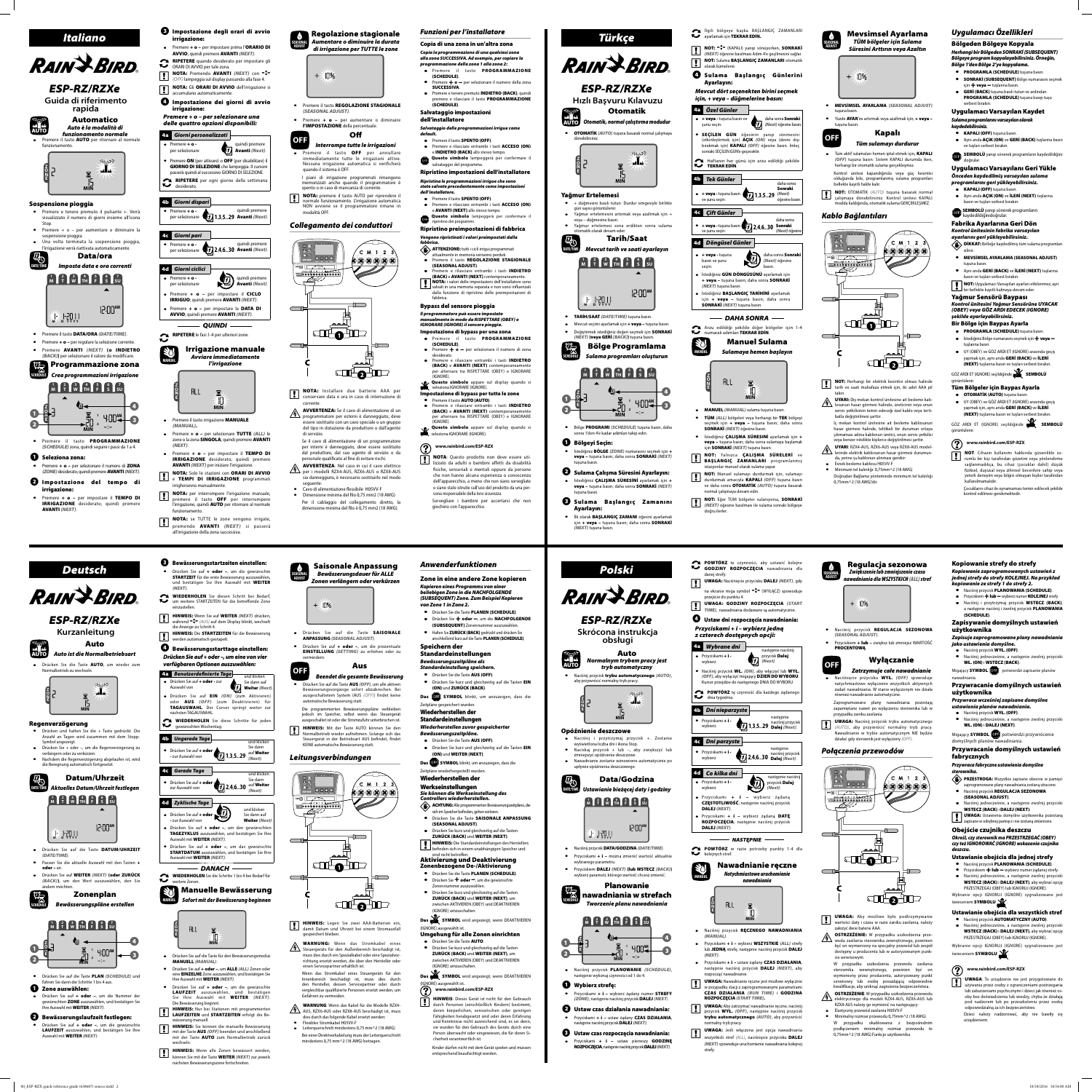# Italiano

RAIN BIRD

## ESP-RZ/RZXe

Guida di riferimento rapida

### Automatico

*Auto è la modalità di funzionamento normale*

- Premere il tasto **AUTO** per ritornare al normale funzionamento.

### Sospensione pioggia

- Premere e tenere premuto il pulsante +. Verrà visualizzato il numero di giorni insieme all'icona Stop.
- Premere + o – per aumentare o diminuire la sospensione pioggia.
- Una volta terminata la sospensione pioggia, l'irrigazione verrà riattivata automaticamente.

### Data/ora

*Imposta data e ora correnti*

- Premere il tasto **DATA/ORA** *(DATE/TIME)*.
- Premere + o – per regolare la selezione corrente.
- Premere **AVANTI** *(NEXT)* (o **INDIETRO** *(BACK)*) per selezionare il valore da modificare.

### Programmazione zona

*Crea programmi irrigazione*

- Premere il tasto **PROGRAMMAZIONE** *(SCHEDULE)* zona, quindi seguire i passi da 1 a 4.

**1 Seleziona zona:**

- Premere + o – per selezionare il numero di **ZONA** *(ZONE)* desiderato, quindi premere **AVANTI** *(NEXT)*.

**2 Impostazione del tempo di irrigazione:**

- Premere + o – per impostare il **TEMPO DI IRRIGAZIONE** desiderato; quindi premere **AVANTI** *(NEXT)*.

**3 Impostazione degli orari di avvio irrigazione:**

- Premere + o – per impostare prima l'**ORARIO DI AVVIO**; quindi premere **AVANTI** *(NEXT)*.

**RIPETERE** quando desiderato per impostare gli ORARI DI AVVIO per tale zona.

**NOTA:** Premendo **AVANTI** *(NEXT)* con "-:-" *(OFF)* lampeggia sul display passando alla fase 4.

**NOTA:** Gli **ORARI DI AVVIO** dell'irrigazione si accumulano automaticamente.

**4 Impostazione dei giorni di avvio irrigazione:**

*Premere + o – per selezionare una delle quattro opzioni disponibili:*

**4a Giorni personalizzati**

- Premere + o - per selezionare — quindi premere **Avanti** *(Next)*.
- Premere **ON** (per attivare) o **OFF** (per disattivare) il **GIORNO DI SELEZIONE** che lampeggia. Il cursore passerà quindi al successivo GIORNO DI SELEZIONE.

**RIPETERE** per ogni giorno della settimana desiderato.

**4b Giorni dispari**

- Premere + o - per selezionare 1,3,5..29 quindi premere **Avanti** *(Next)*.

**4c Giorni pari**

- Premere + o - per selezionare 2,4,6...30 quindi premere **Avanti** *(Next)*.

**4d Giorni ciclici**

- Premere + o - per selezionare — quindi premere **Avanti** *(Next)*.
- Premere + o – per impostare il **CICLO IRRIGUO**; quindi premere **AVANTI** *(NEXT)*.
- Premere + o – per impostare la **DATA DI AVVIO**; quindi premere **AVANTI** *(NEXT)*.

— QUINDI —

**RIPETERE** le fasi 1-4 per ulteriori zone.

### Irrigazione manuale

*Avviare immediatamente l'irrigazione*

- Premere il tasto irrigazione **MANUALE** *(MANUAL)*.
- Premere + o – per selezionare **TUTTE** *(ALL)* le zone o la zona **SINGOLA**; quindi premere **AVANTI** *(NEXT)*.
- Premere + o – per impostare il **TEMPO DI IRRIGAZIONE** desiderato; quindi premere **AVANTI** *(NEXT)* per iniziare l'irrigazione.

**NOTA:** Solo le zone con **ORARI DI AVVIO** e **TEMPI DI IRRIGAZIONE** programmati irrigheranno manualmente.

**NOTA:** per interrompere l'irrigazione manuale, premere il tasto **OFF** per interrompere l'irrigazione, quindi **AUTO** per ritornare al normale funzionamento.

**NOTA:** se TUTTE le zone vengono irrigate, premendo **AVANTI** *(NEXT)* si passerà all'irrigazione della zona successiva.

### Regolazione stagionale

*Aumentare o diminuire la durata di irrigazione per TUTTE le zone*

- Premere il tasto **REGOLAZIONE STAGIONALE** *(SEASONAL ADJUST)*.
- Premere + o – per aumentare o diminuire l'**IMPOSTAZIONE** della percentuale.

### Off

*Interrompe tutte le irrigazioni*

- Premere il tasto **OFF** per annullare immediatamente tutte le irrigazioni attive. Nessuna irrigazione automatica si verificherà quando il sistema è OFF.

I piani di irrigazione programmati rimangono memorizzati anche quando il programmatore è spento o in caso di mancanza di corrente.

**NOTA:** premere il tasto **AUTO** per riprendere il normale funzionamento. L'irrigazione automatica NON avviene se il programmatore rimane in modalità OFF.

### Collegamento dei conduttori

**NOTA:** Installare due batterie AAA per conservare data e ora in caso di interruzione di corrente.

**AVVERTENZA:** Se il cavo di alimentazione di un programmatore per esterni è danneggiato, deve essere sostituito con un cavo speciale o un gruppo del tipo in dotazione dal produttore o dall'agente di servizio.

Se il cavo di alimentazione di un programmatore per interni è danneggiato, deve essere sostituito dal produttore, dal suo agente di servizio o da personale qualificato al fine di evitare rischi.

**AVVERTENZA:** Nel caso in cui il cavo elettrico per i modelli RZX4-AUS, RZX6-AUS o RZX8-AUS sia danneggiato, è necessario sostituirlo nel modo seguente:

- Cavo di alimentazione flessibile H05VV-F
- Dimensione minima del filo 0,75 $mm^2$ (18 AWG)

Per il cablaggio del collegamento diretto, la dimensione minima del filo è 0,75 $mm^2$ (18 AWG).

### Funzioni per l'installatore

#### Copia di una zona in un'altra zona

*Copia la programmazione di una qualsiasi zona alla zona SUCCESSIVA. Ad esempio, per copiare la programmazione dalla zona 1 alla zona 2:*

- Premere il tasto **PROGRAMMAZIONE** *(SCHEDULE)*.
- Premere + o – per selezionare il numero della zona **SUCCESSIVA**.
- Premere e tenere premuto **INDIETRO** *(BACK)*, quindi premere e rilasciare il tasto **PROGRAMMAZIONE** *(SCHEDULE)*.

#### Salvataggio impostazioni dell'installatore

*Salvataggio delle programmazioni irrigue come default.*

- Premere il tasto **SPENTO** *(OFF)*.
- Premere e rilasciare entrambi i tasti **ACCESO** *(ON)* e **INDIETRO** *(BACK)* allo stesso tempo.

**Questo simbolo** lampeggerà per confermare il salvataggio del programma.

#### Ripristino impostazioni dell'installatore

*Ripristina le programmazioni irrigue che sono state salvate precedentemente come impostazioni dell'installatore.*

- Premere il tasto **SPENTO** *(OFF)*.
- Premere e rilasciare entrambi i tasti **ACCESO** *(ON)* e **AVANTI** *(NEXT)* allo stesso tempo.

**Questo simbolo** lampeggerà per confermare il ripristino dei programmi.

#### Ripristino preimpostazioni di fabbrica

*Vengono ripristinati i valori preimpostati dalla fabbrica.*

**ATTENZIONE:** tutti i cicli irrigui programmati attualmente in memoria verranno perduti.

- Premere il tasto **REGOLAZIONE STAGIONALE** *(SEASONAL ADJUST)*.
- Premere e rilasciare entrambi i tasti **INDIETRO** *(BACK)* e **AVANTI** *(NEXT)* contemporaneamente.

**NOTA:** I valori delle impostazioni dell'installatore sono salvati in una memoria separata e non sono influenzati dalla funzione di ripristino delle preimpostazioni di fabbrica.

#### Bypass del sensore pioggia

*Il programmatore può essere impostato manualmente in modo da RISPETTARE (OBEY) o IGNORARE (IGNORE) il sensore pioggia.*

**Impostazione di bypass per una zona**

- Premere il tasto **PROGRAMMAZIONE** *(SCHEDULE)*.
- Premere + o – per selezionare il numero di zona desiderato.
- Premere e rilasciare entrambi i tasti **INDIETRO** *(BACK)* e **AVANTI** *(NEXT)* contemporaneamente per alternare tra RISPETTARE (OBEY) e IGNORARE (IGNORE).

**Questo simbolo** appare sul display quando si seleziona IGNORARE (IGNORE).

**Impostazione di bypass per tutte le zone**

- Premere il tasto **AUTO** *(AUTO)*.
- Premere e rilasciare entrambi i tasti **INDIETRO** *(BACK)* e **AVANTI** *(NEXT)* contemporaneamente per alternare tra RISPETTARE (OBEY) e IGNORARE (IGNORE).

**Questo simbolo** appare sul display quando si seleziona IGNORARE (IGNORE).

www.rainbird.com/ESP-RZX

**NOTA:** Questo prodotto non deve essere utilizzato da adulti o bambini affetti da disabilità fisiche, sensoriali o mentali oppure da persone che non hanno alcuna esperienza o conoscenza dell'apparecchio, a meno che non siano sorvegliate o siano state istruite sull'uso del prodotto da una persona responsabile della loro sicurezza.

Sorvegliare i bambini per accertarsi che non giochino con l'apparecchio.

# Türkçe

RAIN BIRD

## ESP-RZ/RZXe

Hızlı Başvuru Kılavuzu

### Otomatik

*Otomatik, normal çalıştırma modudur*

- **OTOMATİK** *(AUTO)* tuşuna basarak normal çalışmaya dönebilirsiniz.

### Yağmur Ertelemesi

- + düğmesini basılı tutun. Durdur simgesiyle birlikte gün sayısı görüntülenir.
- Yağmur ertelemesini artırmak veya azaltmak için + veya – düğmesine basın.
- Yağmur ertelemesi sona erdikten sonra sulama otomatik olarak devam eder.

### Tarih/Saat

*Mevcut tarih ve saati ayarlayın*

- **TARİH/SAAT** *(DATE/TIME)* tuşuna basın.
- Mevcut seçimi ayarlamak için + veya – tuşuna basın.
- Değiştirmek istediğiniz değeri seçmek için **SONRAKİ** *(NEXT)* **[veya GERİ** *(BACK)***]** tuşuna basın.

### Bölge Programlama

*Sulama programları oluşturun*

- Bölge **PROGRAMI** *(SCHEDULE)* tuşuna basın, daha sonra 1'den 4'e kadar adımları takip edin.

**1 Bölgeyi Seçin:**

- İstediğiniz **BÖLGE** *(ZONE)* numarasını seçmek için + veya – tuşuna basın; daha sonra **SONRAKİ** *(NEXT)* tuşuna basın.

**2 Sulama Çalışma Süresini Ayarlayın:**

- İstediğiniz **ÇALIŞMA SÜRESİNİ** ayarlamak için + veya – tuşuna basın; daha sonra **SONRAKİ** *(NEXT)* tuşuna basın.

**3 Sulama Başlangıç Zamanını Ayarlayın:**

- İlk olarak **BAŞLANGIÇ ZAMANI** öğesini ayarlamak için + veya – tuşuna basın; daha sonra **SONRAKİ** *(NEXT)* tuşuna basın.

İlgili bölgeye başka BAŞLANGIÇ ZAMANLARI ayarlamak için **TEKRAR EDİN**.

**NOT:** "-:-" (KAPALI) yanıp sönüyorken, **SONRAKİ** *(NEXT)* öğesine basılması Adım 4'e geçilmesini sağlar.

**NOT:** Sulama **BAŞLANGIÇ ZAMANLARI** otomatik olarak kümelenir.

**4 Sulama Başlangıç Günlerini Ayarlayın:**

*Mevcut dört seçenekten birini seçmek için, + veya – düğmelerine basın:*

**4a Özel Günler**

- **+ veya –** tuşuna basın ve şunu seçin: — daha sonra **Sonraki** *(Next)* öğesine basın.
- **SEÇİLEN GÜN** öğesinin yanıp sönmesini (etkinleştirmek için) **AÇIK** *(ON)* veya (devre dışı bırakmak için) **KAPALI** *(OFF)* öğesine basın. İmleç sonraki SEÇİLEN GÜNE geçecektir.

Haftanın her günü için arzu edildiği şekilde **TEKRAR EDİN**.

**4b Tek Günler**

- **+ veya –** tuşuna basın ve şunu seçin: 1,3,5..29 daha sonra **Sonraki** *(Next)* öğesine basın.

**4c Çift Günler**

- **+ veya –** tuşuna basın ve şunu seçin: 2,4,6...30 daha sonra **Sonraki** *(Next)* öğesine basın.

**4d Döngüsel Günler**

- **+ veya –** tuşuna basın ve şunu seçin: — daha sonra **Sonraki** *(Next)* öğesine basın.
- İstediğiniz **GÜN DÖNGÜSÜNÜ** ayarlamak için + veya – tuşuna basın; daha sonra **SONRAKİ** *(NEXT)* tuşuna basın.
- İstediğiniz **BAŞLANGIÇ TARİHİNİ** ayarlamak için **+ veya –** tuşuna basın; daha sonra **SONRAKİ** *(NEXT)* tuşuna basın.

— DAHA SONRA —

Arzu edildiği şekilde diğer bölgeler için 1-4 numaralı adımları **TEKRAR EDİN**.

### Manuel Sulama

*Sulamaya hemen başlayın*

- **MANUEL** *(MANUAL)* sulama tuşuna basın.
- **TÜM** *(ALL)* bölgeleri veya herhangi bir **TEK** bölgeyi seçmek için **+ veya –** tuşuna basın; daha sonra **SONRAKİ** *(NEXT)* öğesine basın.
- İstediğiniz **ÇALIŞMA SÜRESİNİ** ayarlamak için **+ veya –** tuşuna basın; daha sonra sulamaya başlamak için **SONRAKİ** *(NEXT)* tuşuna basın.

**NOT:** Yalnızca **ÇALIŞMA SÜRELERİ** ve **BAŞLANGIÇ ZAMANLARI** programlanmış istasyonlar manuel olarak sulama yapar.

**NOT:** Manuel sulamayı durdurmak için, sulamayı durdurmak amacıyla **KAPALI** *(OFF)* tuşuna basın ve daha sonra **OTOMATİK** *(AUTO)* tuşuna basarak normal çalışmaya devam edin.

**NOT:** Eğer TÜM bölgeler sulanıyorsa, **SONRAKİ** *(NEXT)* öğesine basılması ile sulama sonraki bölgeye doğru ilerler.

### Mevsimsel Ayarlama

*TÜM bölgeler için Sulama Süresini Arttırın veya Azaltın*

- **MEVSİMSEL AYARLAMA** *(SEASONAL ADJUST)* tuşuna basın.
- Yüzde **AYAR**'ını arttırmak veya azaltmak için, **+ veya –** tuşuna basın.

### Kapalı

*Tüm sulamayı durdurur*

- Tüm aktif sulamaları hemen iptal etmek için, **KAPALI** *(OFF)* tuşuna basın. Sistem KAPALI durumda iken, herhangi bir otomatik sulama gerçekleşmez.

Kontrol ünitesi kapandığında veya güç kesintisi olduğunda bile, programlanmış sulama programları bellekte kayıtlı halde kalır.

**NOT:** OTOMATİK *(AUTO)* tuşuna basarak normal çalışmaya dönebilirsiniz. Kontrol ünitesi KAPALI modda kaldığında, otomatik sulama GERÇEKLEŞMEZ.

### Kablo Bağlantıları

**NOT:** Herhangi bir elektrik kesintisi olması halinde tarih ve saati muhafaza etmek için, iki adet AAA pil takın.

**UYARI:** Dış mekan kontrol ünitesine ait besleme kablosunun hasar görmesi halinde, üreticinin veya onun servis yetkilisinin temin edeceği özel kablo veya tertibatla değiştirilmesi şarttır.

İç mekan kontrol ünitesine ait besleme kablosunun hasar görmesi halinde, tehlikeli bir durumun ortaya çıkmaması adına kablonun üretici, onun servis yetkilisi veya benzer nitelikte kişilerce değiştirilmesi şarttır.

**UYARI:** RZX4-AUS, RZX6-AUS veya RZX8-AUS modellerinde elektrik kablosunun hasar görmesi durumunda, şu şekilde değiştirilmesi gerekir:

- Esnek besleme kablosu H05VV-F
- Minimum tel kalınlığı 0,75 $mm^2$ (18 AWG)

Doğrudan Bağlantı veya Kablolama sisteminde minimum tel kalınlığı 0,75 $mm^2$ (18 AWG)'dir.

### Uygulamacı Özellikleri

#### Bölgeden Bölgeye Kopyala

*Herhangi bir Bölgeden SONRAKİ (SUBSEQUENT) Bölgeye program kopyalayabilirsiniz. Örneğin, Bölge 1'den Bölge 2'ye kopyalama.*

- **PROGRAMLA** *(SCHEDULE)* tuşuna basın.
- **SONRAKİ** *(SUBSEQUENT)* Bölge numarasını seçmek için **+ veya –** tuşlarına basın.
- **GERİ** *(BACK)* tuşuna basılı tutun ve ardından **PROGRAMLA** *(SCHEDULE)* tuşuna basıp tuşu serbest bırakın.

#### Uygulamacı Varsayılanı Kaydet

*Sulama programlarını varsayılan olarak kaydedebilirsiniz.*

- **KAPALI** *(OFF)* tuşuna basın.
- Aynı anda **AÇIK** *(ON)* ve **GERİ** *(BACK)* tuşlarına basın ve tuşları serbest bırakın.

**SEMBOLÜ** yanıp sönerek programların kaydedildiğini doğrular.

#### Uygulamacı Varsayılanı Geri Yükle

*Önceden kaydedilmiş varsayılan sulama programlarını geri yükleyebilirsiniz.*

- **KAPALI** *(OFF)* tuşuna basın.
- Aynı anda **AÇIK** *(ON)* ve **İLERİ** *(NEXT)* tuşlarına basın ve tuşları serbest bırakın.

**SEMBOLÜ** yanıp sönerek programların kaydedildiğini doğrular.

#### Fabrika Ayarlarına Geri Dön

*Kontrol ünitesinin fabrika varsayılan ayarlarını geri yükleyebilirsiniz.*

**DİKKAT:** Bellekte kaydedilmiş tüm sulama programları silinir.

- **MEVSİMSEL AYARLAMA** *(SEASONAL ADJUST)* tuşuna basın.
- Aynı anda **GERİ** *(BACK)* ve **İLERİ** *(NEXT)* tuşlarına basın ve tuşları serbest bırakın.

**NOT:** Uygulamacı Varsayılan ayarları etkilenmez; ayrı bir bellekte kayıtlı olarak bulunurlar.

#### Yağmur Sensörü Bypassı

*Kontrol ünitesini Yağmur Sensörüne UYACAK (OBEY) veya GÖZ ARDI EDECEK (IGNORE) şekilde ayarlayabilirsiniz.*

**Bir Bölge için Baypas Ayarla**

- **PROGRAMLA** *(SCHEDULE)* tuşuna basın.
- İstediğiniz Bölge numarasını seçmek için **+ veya –** tuşlarına basın.
- UY (OBEY) ve GÖZ ARDI ET (IGNORE) arasında geçiş yapmak için, aynı anda **GERİ** *(BACK)* ve **İLERİ** *(NEXT)* tuşlarına basın ve tuşları serbest bırakın.

GÖZ ARDI ET (IGNORE) seçildiğinde **SEMBOLÜ** görüntülenir.

**Tüm Bölgeler için Baypas Ayarla**

- **OTOMATİK** *(AUTO)* tuşuna basın.
- UY (OBEY) ve GÖZ ARDI ET (IGNORE) arasında geçiş yapmak için, aynı anda **GERİ** *(BACK)* ve **İLERİ** *(NEXT)* tuşlarına basın ve tuşları serbest bırakın.

GÖZ ARDI ET (IGNORE) seçildiğinde **SEMBOLÜ** görüntülenir.

www.rainbird.com/ESP-RZX

**NOT:** Cihazın kullanımı hakkında güvenlikle sorumlu bir kişi tarafından gözetim veya yönlendirme sağlanmadıkça, bu cihaz (çocuklar dahil) düşük fiziksel, duyusal veya zihinsel becerilere sahip veya yeterli deneyim veya bilgisi olmayan kişiler tarafından kullanılmamalıdır.

Çocukların cihaz ile oynamaması temin edilecek şekilde kontrol edilmesi gerekmektedir.

# Deutsch

RAIN BIRD

## ESP-RZ/RZXe

Kurzanleitung

### Auto

*Auto ist die Normalbetriebsart*

- Drücken Sie die Taste **AUTO**, um wieder zum Normalbetrieb zu wechseln.

### Regenverzögerung

- Drücken und halten Sie die + Taste gedrückt. Die Anzahl an Tagen wird zusammen mit dem Stopp-Symbol angezeigt.
- Drücken Sie + oder –, um die Regenverzögerung zu verlängern oder zu verkürzen.
- Nachdem die Regenverzögerung abgelaufen ist, wird die Beregnung automatisch fortgesetzt.

### Datum/Uhrzeit

*Aktuelles Datum/Uhrzeit festlegen*

- Drücken Sie auf die Taste **DATUM/UHRZEIT** *(DATE/TIME)*.
- Passen Sie die aktuelle Auswahl mit den Tasten **+** oder **–** an.
- Drücken Sie auf **WEITER** *(NEXT)* **[oder ZURÜCK** *(BACK)***]**, um den Wert auszuwählen, den Sie ändern möchten.

### Zonenplan

*Bewässerungspläne erstellen*

- Drücken Sie auf die Taste **PLAN** *(SCHEDULE)* und führen Sie dann die Schritte 1 bis 4 aus.

**1 Zone auswählen:**

- Drücken Sie auf **+ oder –**, um die Nummer der gewünschten **ZONE** auszuwählen, und bestätigen Sie Ihre Auswahl mit **WEITER** *(NEXT)*.

**2 Bewässerungslaufzeit festlegen:**

- Drücken Sie auf **+ oder –**, um die gewünschte **LAUFZEIT** auszuwählen, und bestätigen Sie Ihre Auswahl mit **WEITER** *(NEXT)*.

**3 Bewässerungsstartzeiten einstellen:**

- Drücken Sie auf **+ oder –**, um die gewünschte **STARTZEIT** für die erste Bewässerung auszuwählen, und bestätigen Sie Ihre Auswahl mit **WEITER** *(NEXT)*.

**WIEDERHOLEN** Sie diesen Schritt bei Bedarf, um weitere STARTZEITEN für die betreffende Zone einzustellen.

**HINWEIS:** Wenn Sie auf **WEITER** *(NEXT)* drücken, während "-:-" *(AUS)* auf dem Display blinkt, wechselt die Anzeige zu Schritt 4.

**HINWEIS:** Die **STARTZEITEN** für die Bewässerung werden automatisch gestapelt.

**4 Bewässerungsstarttage einstellen:**

*Drücken Sie auf + oder –, um eine von vier verfügbaren Optionen auszuwählen:*

**4a Benutzerdefinierte Tage**

- Drücken Sie auf **+ oder –** zur Auswahl von — und drücken Sie dann auf **Weiter** *(Next)*.
- Drücken Sie **EIN** *(ON)* (zum Aktivieren) oder **AUS** *(OFF)* (zum Deaktivieren) für **TAGAUSWAHL**. Der Cursor springt weiter zur nächsten TAGAUSWAHL.

**WIEDERHOLEN** Sie diese Schritte für jeden gewünschten Wochentag.

**4b Ungerade Tage**

- Drücken Sie auf **+ oder –** zur Auswahl von 1,3,5..29 und drücken Sie dann auf **Weiter** *(Next)*.

**4c Gerade Tage**

- Drücken Sie auf **+ oder –** zur Auswahl von 2,4,6...30 und drücken Sie dann auf **Weiter** *(Next)*.

**4d Zyklische Tage**

- Drücken Sie auf **+ oder –** zur Auswahl von — und drücken Sie dann auf **Weiter** *(Next)*.
- Drücken Sie auf **+ oder –**, um den gewünschten **TAGEZYKLUS** auszuwählen, und bestätigen Sie Ihre Auswahl mit **WEITER** *(NEXT)*.
- Drücken Sie auf **+ oder –**, um das gewünschte **STARTDATUM** auszuwählen, und bestätigen Sie Ihre Auswahl mit **WEITER** *(NEXT)*.

— DANACH —

**WIEDERHOLEN** Sie die Schritte 1 bis 4 bei Bedarf für weitere Zonen.

### Manuelle Bewässerung

*Sofort mit der Bewässerung beginnen*

- Drücken Sie auf die Taste für den Bewässerungsmodus **MANUELL** *(MANUAL)*.
- Drücken Sie auf **+ oder –**, um **ALLE** *(ALL)* Zonen oder eine **EINZELNE** Zone auszuwählen, und bestätigen Sie Ihre Auswahl mit **WEITER** *(NEXT)*.
- Drücken Sie auf **+ oder –**, um die gewünschte **LAUFZEIT** auszuwählen, und bestätigen Sie Ihre Auswahl mit **WEITER** *(NEXT)*. Die Bewässerung beginnt.

**HINWEIS:** Nur bei Stationen mit programmierten **LAUFZEITEN** und **STARTZEITEN** erfolgt die Bewässerung manuell.

**HINWEIS:** Sie können die manuelle Bewässerung mit der Taste **AUS** *(OFF)* beenden und anschließend mit der Taste **AUTO** zum Normalbetrieb zurück wechseln.

**HINWEIS:** Wenn alle Zonen bewässert werden, können Sie mit der Taste **WEITER** *(NEXT)* zur jeweils nächsten Bewässerungszone fortschreiten.

### Saisonale Anpassung

*Bewässerungsdauer für ALLE Zonen verlängern oder verkürzen*

- Drücken Sie auf die Taste **SAISONALE ANPASSUNG** *(SEASONAL ADJUST)*.
- Drücken Sie auf **+ oder –**, um die prozentuale **EINSTELLUNG** *(SETTING)* zu erhöhen oder zu vermindern.

### Aus

*Beendet die gesamte Bewässerung*

- Drücken Sie auf die Taste **AUS** *(OFF)*, um alle aktiven Bewässerungsvorgänge sofort abzubrechen. Bei ausgeschaltetem System (AUS *(OFF)*) findet keine automatische Bewässerung statt.

Die programmierten Bewässerungspläne verbleiben jedoch im Speicher, selbst wenn das Steuergerät ausgeschaltet ist oder die Stromzufuhr unterbrochen ist.

**HINWEIS:** Mit der Taste AUTO können Sie den Normalbetrieb wieder aufnehmen. Solange sich das Steuergerät in der Betriebsart AUS befindet, findet KEINE automatische Bewässerung statt.

### Leitungsverbindungen

**HINWEIS:** Legen Sie zwei AAA-Batterien ein, damit Datum und Uhrzeit bei einem Stromausfall gespeichert bleiben.

**WARNUNG:** Wenn das Stromkabel eines Steuergeräts für den Außenbereich beschädigt ist, muss dies durch ein Spezialkabel oder eine Spezialvorrichtung ersetzt werden, die über den Hersteller oder einen Servicepartner erhältlich ist.

Wenn das Stromkabel eines Steuergeräts für den Innenbereich beschädigt ist, muss dies durch den Hersteller, dessen Servicepartner oder durch vergleichbar qualifizierte Personen ersetzt werden, um Gefahren zu vermeiden.

**WARNUNG:** Wenn das Kabel für die Modelle RZX4-AUS, RZX6-AUS oder RZX8-AUS beschädigt ist, muss dies durch das Folgende ersetzt werden:

- Flexibles Stromkabel H05VV-F
- Leitergröße mindestens 0,75 $mm^2$ (18 AWG)

Bei einer Direktverkabelung muss der Leiterquerschnitt mindestens 0,75 $mm^2$ (18 AWG) betragen.

### Anwenderfunktionen

#### Zone in eine andere Zone kopieren

*Kopieren eines Programms von einer beliebigen Zone in die NACHFOLGENDE (SUBSEQUENT) Zone. Zum Beispiel Kopieren von Zone 1 in Zone 2.*

- Drücken Sie die Taste **PLANEN** *(SCHEDULE)*.
- Drücken Sie **+ oder –**, um die **NACHFOLGENDE** *(SUBSEQUENT)* Zonennummer auszuwählen.
- Halten Sie **ZURÜCK** *(BACK)* gedrückt und drücken Sie anschließend kurz auf die Taste **PLANEN** *(SCHEDULE)*.

#### Speichern der Standardeinstellungen

*Bewässerungszeitpläne als Standardeinstellung speichern.*

- Drücken Sie die Taste **AUS** *(OFF)*.
- Drücken Sie kurz und gleichzeitig auf die Tasten **EIN** *(ON)* und **ZURÜCK** *(BACK)*.

Das **SYMBOL** blinkt, um anzuzeigen, dass die Zeitpläne gespeichert wurden.

#### Wiederherstellen der Standardeinstellungen

*Wiederherstellen zuvor gespeicherter Bewässerungszeitpläne.*

- Drücken Sie die Taste **AUS** *(OFF)*.
- Drücken Sie kurz und gleichzeitig auf die Tasten **EIN** *(ON)* und **WEITER** *(NEXT)*.

Das **SYMBOL** blinkt, um anzuzeigen, dass die Zeitpläne wiederhergestellt wurden.

#### Wiederherstellen der Werkseinstellungen

*Sie können die Werkseinstellung des Controllers wiederherstellen.*

**ACHTUNG:** Alle programmierten Bewässerungszeitpläne, die sich im Speicher befinden, gehen verloren.

- Drücken Sie die Taste **SAISONALE ANPASSUNG** *(SEASONAL ADJUST)*.
- Drücken Sie kurz und gleichzeitig auf die Tasten **ZURÜCK** *(BACK)* und **WEITER** *(NEXT)*.

**HINWEIS:** Die Standardeinstellungen des Herstellers befinden sich in einem unabhängigen Speicher und sind nicht betroffen.

#### Aktivierung und Deaktivierung

**Zonenbezogene De-/Aktivierung**

- Drücken Sie die Taste **PLANEN** *(SCHEDULE)*.
- Drücken Sie **+ oder –**, um die gewünschte Zonennummer auszuwählen.
- Drücken Sie kurz und gleichzeitig auf die Tasten **ZURÜCK** *(BACK)* und **WEITER** *(NEXT)*, um zwischen AKTIVIEREN (OBEY) und DEAKTIVIEREN (IGNORE) umzuschalten.

Das **SYMBOL** wird angezeigt, wenn DEAKTIVIEREN (IGNORE) ausgewählt ist.

**Umgehung für alle Zonen einrichten**

- Drücken Sie die Taste **AUTO**.
- Drücken Sie kurz und gleichzeitig auf die Tasten **ZURÜCK** *(BACK)* und **WEITER** *(NEXT)*, um zwischen AKTIVIEREN (OBEY) und DEAKTIVIEREN (IGNORE) umzuschalten.

Das **SYMBOL** wird angezeigt, wenn DEAKTIVIEREN (IGNORE) ausgewählt ist.

www.rainbird.com/ESP-RZX

**HINWEIS:** Dieses Gerät ist nicht für den Gebrauch durch Personen (einschließlich Kindern) bestimmt, deren körperlichen, sensorischen oder geistigen Fähigkeiten beeinträchtigt sind oder denen Erfahrung und Kenntnisse nicht ausreichend sind, es sei denn, sie wurden für den Gebrauch des Geräts durch eine Person überwacht oder eingewiesen, die für deren Sicherheit verantwortlich ist.

Kinder dürfen nicht mit dem Gerät spielen und müssen entsprechend beaufsichtigt werden.

# Polski

RAIN BIRD

## ESP-RZ/RZXe

Skrócona instrukcja obsługi

### Auto

*Normalnym trybem pracy jest tryb automatyczny*

- Naciśnij przycisk **trybu automatycznego** *(AUTO)*, aby przywrócić normalny tryb pracy.

### Opóźnienie deszczowe

- Naciśnij i przytrzymaj przycisk +. Zostanie wyświetlona liczba dni i ikona Stop.
- Naciśnij przycisk + lub –, aby zwiększyć lub zmniejszyć opóźnienie deszczowe.
- Nawadnianie zostanie wznowione automatycznie po upływie opóźnienia deszczowego.

### Data/Godzina

*Ustawianie bieżącej daty i godziny*

- Naciśnij przycisk **DATA/GODZINA** *(DATE/TIME)*.
- Przyciskami **+ i –** można zmienić wartość aktualnie wybranego parametru.
- Przyciskiem **DALEJ** *(NEXT)* **[lub WSTECZ** *(BACK)***]** wybierz wartość, którą chcesz zmienić.

### Planowanie nawadniania w strefach

*Tworzenie planu nawadniania*

- Naciśnij przycisk **PLANOWANIE** *(SCHEDULE)*, następnie wykonaj czynności od 1 do 4.

**1 Wybierz strefę:**

- Przyciskami **+ i –** wybierz żądany numer **STREFY** *(ZONE)*, następnie naciśnij przycisk **DALEJ** *(NEXT)*.

**2 Ustaw czas działania nawadniania:**

- Przyciskami **+ i –** ustaw żądany **CZAS DZIAŁANIA**, następnie naciśnij przycisk **DALEJ** *(NEXT)*.

**3 Ustaw czas rozpoczęcia nawadniania:**

- Przyciskami **+ i –** ustaw pierwszy **GODZINĘ ROZPOCZĘCIA**, następnie naciśnij przycisk **DALEJ** *(NEXT)*.

**POWTÓRZ** te czynności, aby ustawić kolejne **GODZINY ROZPOCZĘCIA** nawadniania dla danej strefy.

**UWAGA:** Naciśnięcie przycisku **DALEJ** *(NEXT)*, gdy na ekranie miga symbol "-:-" (WYŁĄCZ) spowoduje przejście do punktu 4.

**UWAGA: GODZINY ROZPOCZĘCIA** *(START TIMES)* nawadniania dodawane są automatycznie.

**4 Ustaw dni rozpoczęcia nawadniania:**

*Przyciskami + i – wybierz jedną z czterech dostępnych opcji:*

**4a Wybrane dni**

- Przyciskami **+ i –** wybierz — następnie naciśnij przycisk **Dalej** *(Next)*.
- Naciśnij przycisk **WŁ.** *(ON)*, aby włączyć lub **WYŁ.** *(OFF)*, aby wyłączyć migający **DZIEŃ DO WYBORU**. Kursor przejdzie do następnego DNIA DO WYBORU.

**POWTÓRZ** tę czynność dla każdego żądanego dnia tygodnia.

**4b Dni nieparzyste**

- Przyciskami **+ i –** wybierz 1,3,5..29 następnie naciśnij przycisk **Dalej** *(Next)*.

**4c Dni parzyste**

- Przyciskami **+ i –** wybierz 2,4,6...30 następnie naciśnij przycisk **Dalej** *(Next)*.

**4d Co kilka dni**

- Przyciskami **+ i –** wybierz — następnie naciśnij przycisk **Dalej** *(Next)*.
- Przyciskami **+ i –** wybierz żądaną **CZĘSTOTLIWOŚĆ**, następnie naciśnij przycisk **DALEJ** *(NEXT)*.
- Przyciskami **+ i –** wybierz żądaną **DATĘ ROZPOCZĘCIA**, następnie naciśnij przycisk **DALEJ** *(NEXT)*.

— NASTĘPNIE —

**POWTÓRZ** w razie potrzeby punkty 1-4 dla kolejnych stref.

### Nawadnianie ręczne

*Natychmiastowe uruchomienie nawadniania*

- Naciśnij przycisk **RĘCZNEGO NAWADNIANIA** *(MANUAL)*.
- Przyciskami **+ i –** wybierz **WSZYSTKIE** *(ALL)* strefy lub **JEDNĄ** strefę; następnie naciśnij przycisk **DALEJ** *(NEXT)*.
- Przyciskami **+ i –** ustaw żądany **CZAS DZIAŁANIA**, następnie naciśnij przycisk **DALEJ** *(NEXT)*, aby rozpocząć nawadnianie.

**UWAGA:** Nawadnianie ręczne jest możliwe wyłącznie w przypadku sekcji z zaprogramowanymi parametrami **CZAS DZIAŁANIA** *(RUN TIME)* i **GODZINA ROZPOCZĘCIA** *(START TIMES)*.

**UWAGA:** Aby zatrzymać nawadnianie ręczne, naciśnij przycisk **WYŁ.** *(OFF)*, następnie naciśnij przycisk **trybu automatycznego** *(AUTO)*, aby przywrócić normalny tryb pracy.

**UWAGA:** Jeśli włączona jest opcja nawadniania wszystkich stref *(ALL)*, naciśnięcie przycisku **DALEJ** *(NEXT)* spowoduje uruchomienie nawadniania kolejnej strefy.

### Regulacja sezonowa

*Zwiększanie lub zmniejszanie czasu nawadniania dla WSZYSTKICH (ALL) stref*

- Naciśnij przycisk **REGULACJA SEZONOWA** *(SEASONAL ADJUST)*.
- Przyciskiem **+ lub –** zwiększ lub zmniejsz **WARTOŚĆ PROCENTOWĄ**.

### Wyłączanie

*Zatrzymuje całe nawadnianie*

- Naciśnięcie przycisku **WYŁ.** *(OFF)* spowoduje natychmiastowe wyłączenie wszystkich aktywnych zadań nawadniania. W stanie wyłączenia nie działa również nawadnianie automatyczne.

Zaprogramowane plany nawadniania pozostają zapamiętane nawet po wyłączeniu sterownika lub w przypadku zaniku zasilania.

**UWAGA:** Naciśnij przycisk trybu automatycznego *(AUTO)*, aby przywrócić normalny tryb pracy. Nawadnianie w trybie automatycznym NIE będzie działać gdy sterownik jest wyłączony *(OFF)*.

### Połączenia przewodów

**UWAGA:** Aby możliwe było podtrzymywanie wartości daty i czasu w razie zaniku zasilania, należy założyć dwie baterie AAA.

**OSTRZEŻENIE:** W przypadku uszkodzenia przewodu zasilania sterownika zewnętrznego, powinien być on wymieniony na specjalny przewód lub zespół dostępny u producenta lub w autoryzowanym punkcie serwisowym.

W przypadku uszkodzenia przewodu zasilania sterownika wewnętrznego, powinien być on wymieniony przez producenta, autoryzowany punkt serwisowy lub osobę posiadającą odpowiednie kwalifikacje, aby uniknąć zagrożenia bezpieczeństwa.

**OSTRZEŻENIE:** W przypadku uszkodzenia przewodu elektrycznego dla modeli RZX4-AUS, RZX6-AUS lub RZX8-AUS należy go wymienić na następujący:

- Elastyczny przewód zasilania H05VV-F
- Minimalny rozmiar przewodu 0,75 $mm^2$ (18 AWG)

W przypadku okablowania z bezpośrednim podłączeniem, minimalny rozmiar przewodu to 0,75 $mm^2$ (18 AWG).

### Funkcje użytkownika

#### Kopiowanie strefy do strefy

*Kopiowanie zaprogramowanych ustawień z jednej strefy do strefy KOLEJNEJ. Na przykład kopiowanie ze strefy 1 do strefy 2.*

- Naciśnij przycisk **PLANOWANIA** *(SCHEDULE)*.
- Przyciskiem **+ lub –** wybierz numer **KOLEJNEJ** strefy.
- Naciśnij i przytrzymaj przycisk **WSTECZ** *(BACK)*, a następnie naciśnij i zwolnij przycisk **PLANOWANIA** *(SCHEDULE)*.

#### Zapisywanie domyślnych ustawień użytkownika

*Zapisuje zaprogramowane plany nawadniania jako ustawienia domyślne.*

- Naciśnij przycisk **WYŁ.** *(OFF)*.
- Naciśnij jednocześnie, a następnie zwolnij przyciski **WŁ.** *(ON)* i **WSTECZ** *(BACK)*.

Migający **SYMBOL** potwierdzi zapisanie planów nawadniania.

#### Przywracanie domyślnych ustawień użytkownika

*Przywraca wcześniej zapisane domyślne ustawienia planów nawadniania.*

- Naciśnij przycisk **WYŁ.** *(OFF)*.
- Naciśnij jednocześnie, a następnie zwolnij przyciski **WŁ.** *(ON)* i **DALEJ** *(NEXT)*.

Migający **SYMBOL** potwierdzi przywrócenie domyślnych planów nawadniania.

#### Przywracanie ustawień fabrycznych

*Przywraca fabryczne ustawienia domyślne sterownika.*

**PRZESTROGA:** Wszystkie zapisane obecnie w pamięci zaprogramowane plany nawadniania zostaną utracone.

- Naciśnij przycisk **REGULACJA SEZONOWA** *(SEASONAL ADJUST)*.
- Naciśnij jednocześnie, a następnie zwolnij przyciski **WSTECZ** *(BACK)* i **DALEJ** *(NEXT)*.

**UWAGA:** Ustawienia domyślne użytkownika pozostają zapisane w odrębnej pamięci i nie zostaną zmienione.

#### Obejście czujnika deszczu

*Określ, czy sterownik ma PRZESTRZEGAĆ (OBEY) czy też IGNOROWAĆ (IGNORE) wskazania czujnika deszczu.*

**Ustawianie obejścia dla jednej strefy**

- Naciśnij przycisk **PLANOWANIA** *(SCHEDULE)*.
- Przyciskiem **+ lub –** wybierz numer żądanej strefy.
- Naciśnij jednocześnie, a następnie zwolnij przyciski **WSTECZ** *(BACK)* i **DALEJ** *(NEXT)*, aby wybrać opcję PRZESTRZEGAJ (OBEY) lub IGNORUJ (IGNORE).

Wybranie opcji IGNORUJ (IGNORE) sygnalizowane jest świeceniem **SYMBOLU**.

**Ustawianie obejścia dla wszystkich stref**

- Naciśnij przycisk **AUTOMATYCZNY** *(AUTO)*.
- Naciśnij jednocześnie, a następnie zwolnij przyciski **WSTECZ** *(BACK)* i **DALEJ** *(NEXT)*, aby wybrać opcję PRZESTRZEGAJ (OBEY) lub IGNORUJ (IGNORE).

Wybranie opcji IGNORUJ (IGNORE) sygnalizowane jest świeceniem **SYMBOLU**.

www.rainbird.com/ESP-RZX

**UWAGA:** To urządzenie nie jest przystosowane do używania przez osoby z ograniczonymi zdolnościami postrzegania lub zaburzeniami psychicznymi (dzieci jak również osoby bez doświadczenia lub wiedzy), chyba że działają pod nadzorem lub po przeszkoleniu przez osobę odpowiedzialną za ich bezpieczeństwo.

Dzieci należy nadzorować, aby nie bawiły się urządzeniem.